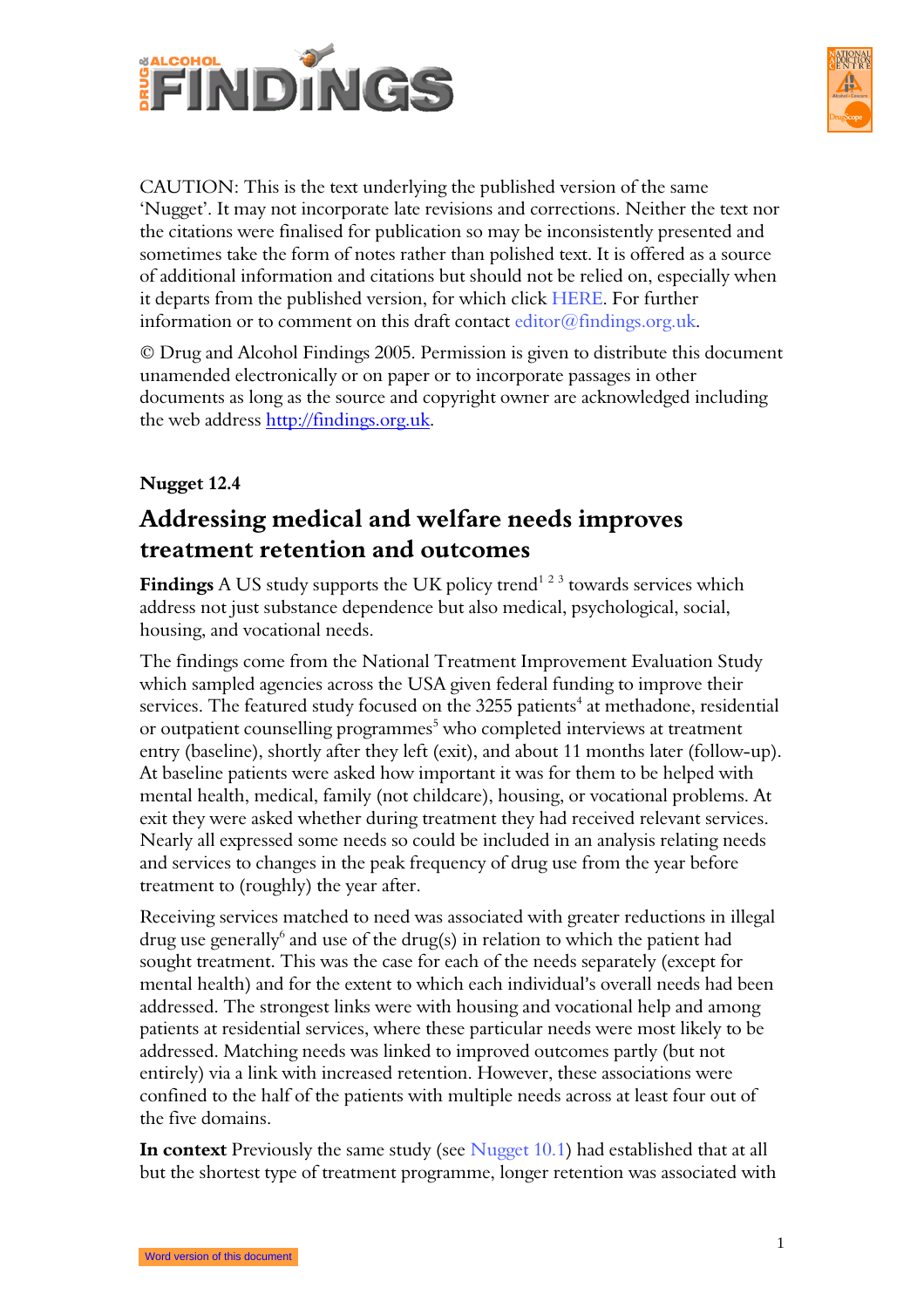CAUTION: This is the text underlying the published version of the same 'Nugget'. It may not incorporate late revisions and corrections. Neither the text nor the citations were finalised for publication so may be inconsistently presented and sometimes take the form of notes rather than polished text. It is offered as a source of additional information and citations but should not be relied on, especially when it departs from the published version, for which click HERE. For further information or to comment on this draft contact editor@findings.org.uk.

© Drug and Alcohol Findings 2005. Permission is given to distribute this document unamended electronically or on paper or to incorporate passages in other documents as long as the source and copyright owner are acknowledged including the web address http://findings.org.uk.

**Nugget 12.4**

## Addressing medical and welfare needs improves treatment retention and outcomes

**Findings** A US study supports the UK policy trend[1 2 3] towards services which address not just substance dependence but also medical, psychological, social, housing, and vocational needs.

The findings come from the National Treatment Improvement Evaluation Study which sampled agencies across the USA given federal funding to improve their services. The featured study focused on the 3255 patients[4] at methadone, residential or outpatient counselling programmes[5] who completed interviews at treatment entry (baseline), shortly after they left (exit), and about 11 months later (follow-up). At baseline patients were asked how important it was for them to be helped with mental health, medical, family (not childcare), housing, or vocational problems. At exit they were asked whether during treatment they had received relevant services. Nearly all expressed some needs so could be included in an analysis relating needs and services to changes in the peak frequency of drug use from the year before treatment to (roughly) the year after.

Receiving services matched to need was associated with greater reductions in illegal drug use generally[6] and use of the drug(s) in relation to which the patient had sought treatment. This was the case for each of the needs separately (except for mental health) and for the extent to which each individual's overall needs had been addressed. The strongest links were with housing and vocational help and among patients at residential services, where these particular needs were most likely to be addressed. Matching needs was linked to improved outcomes partly (but not entirely) via a link with increased retention. However, these associations were confined to the half of the patients with multiple needs across at least four out of the five domains.

**In context** Previously the same study (see Nugget 10.1) had established that at all but the shortest type of treatment programme, longer retention was associated with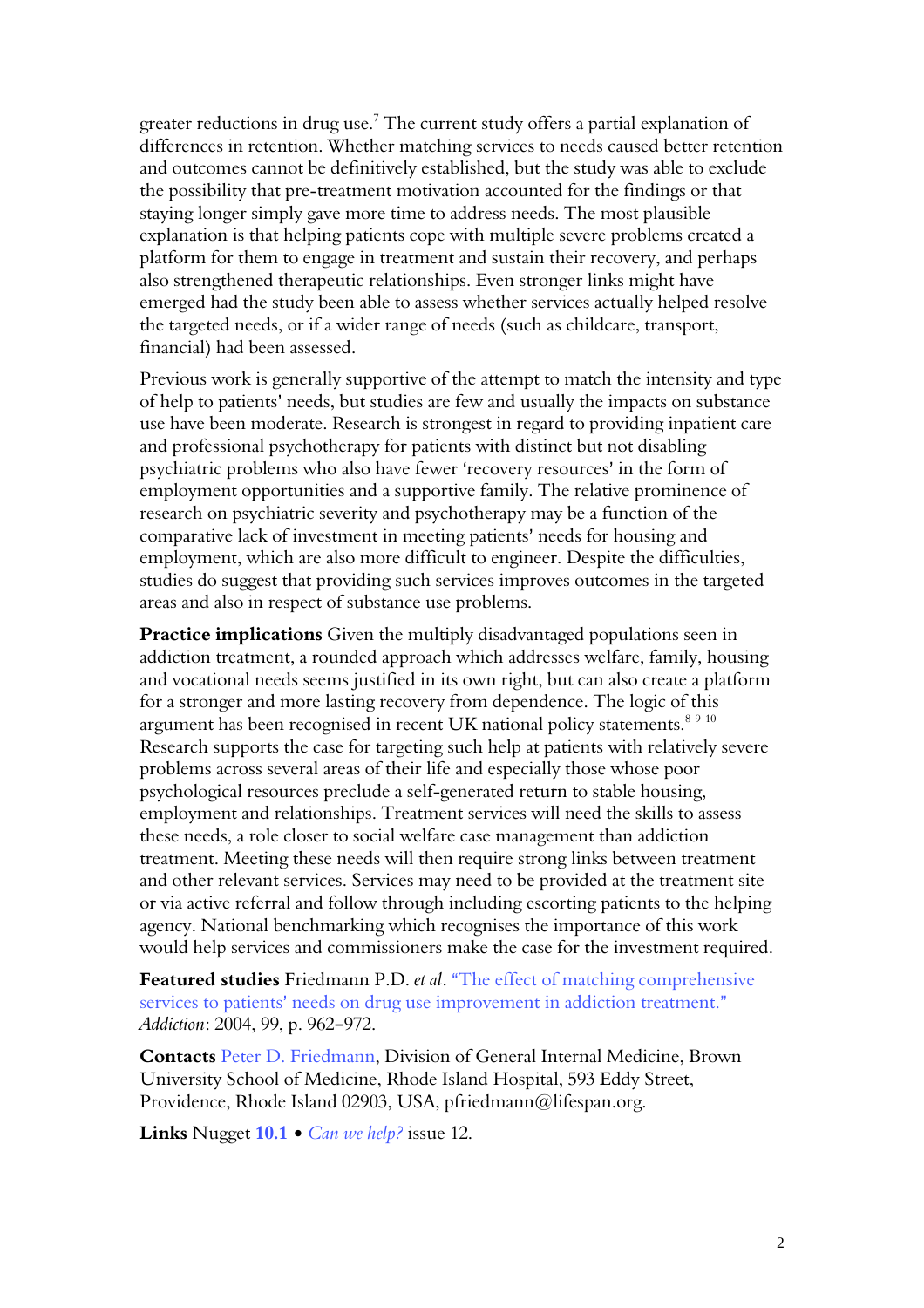greater reductions in drug use.[7] The current study offers a partial explanation of differences in retention. Whether matching services to needs caused better retention and outcomes cannot be definitively established, but the study was able to exclude the possibility that pre-treatment motivation accounted for the findings or that staying longer simply gave more time to address needs. The most plausible explanation is that helping patients cope with multiple severe problems created a platform for them to engage in treatment and sustain their recovery, and perhaps also strengthened therapeutic relationships. Even stronger links might have emerged had the study been able to assess whether services actually helped resolve the targeted needs, or if a wider range of needs (such as childcare, transport, financial) had been assessed.

Previous work is generally supportive of the attempt to match the intensity and type of help to patients' needs, but studies are few and usually the impacts on substance use have been moderate. Research is strongest in regard to providing inpatient care and professional psychotherapy for patients with distinct but not disabling psychiatric problems who also have fewer 'recovery resources' in the form of employment opportunities and a supportive family. The relative prominence of research on psychiatric severity and psychotherapy may be a function of the comparative lack of investment in meeting patients' needs for housing and employment, which are also more difficult to engineer. Despite the difficulties, studies do suggest that providing such services improves outcomes in the targeted areas and also in respect of substance use problems.

**Practice implications** Given the multiply disadvantaged populations seen in addiction treatment, a rounded approach which addresses welfare, family, housing and vocational needs seems justified in its own right, but can also create a platform for a stronger and more lasting recovery from dependence. The logic of this argument has been recognised in recent UK national policy statements.[8 9 10] Research supports the case for targeting such help at patients with relatively severe problems across several areas of their life and especially those whose poor psychological resources preclude a self-generated return to stable housing, employment and relationships. Treatment services will need the skills to assess these needs, a role closer to social welfare case management than addiction treatment. Meeting these needs will then require strong links between treatment and other relevant services. Services may need to be provided at the treatment site or via active referral and follow through including escorting patients to the helping agency. National benchmarking which recognises the importance of this work would help services and commissioners make the case for the investment required.

**Featured studies** Friedmann P.D. *et al*. "The effect of matching comprehensive services to patients' needs on drug use improvement in addiction treatment." *Addiction*: 2004, 99, p. 962–972.

**Contacts** Peter D. Friedmann, Division of General Internal Medicine, Brown University School of Medicine, Rhode Island Hospital, 593 Eddy Street, Providence, Rhode Island 02903, USA, pfriedmann@lifespan.org.

**Links** Nugget **10.1** • *Can we help?* issue 12.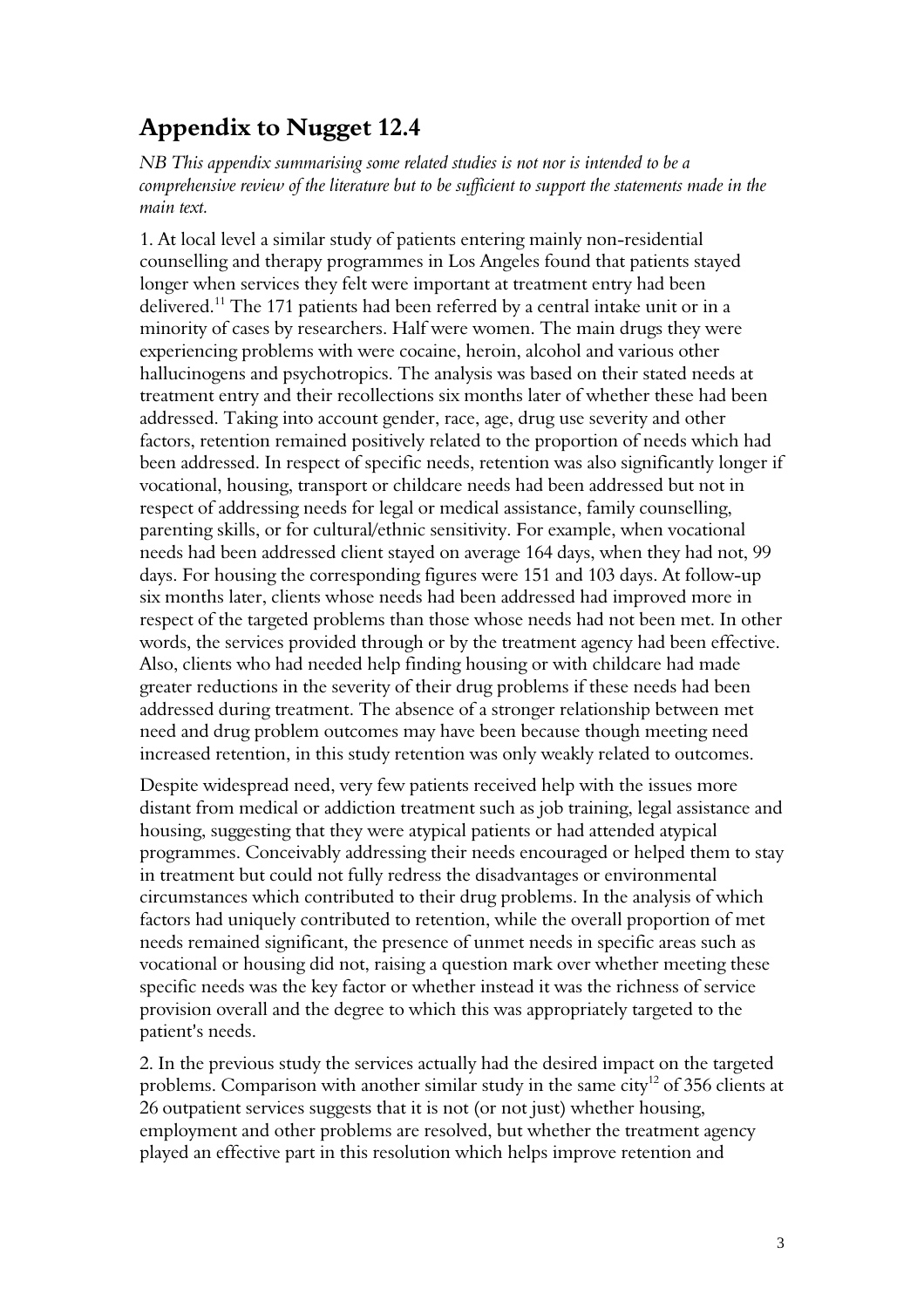## Appendix to Nugget 12.4

*NB This appendix summarising some related studies is not nor is intended to be a comprehensive review of the literature but to be sufficient to support the statements made in the main text.*

1. At local level a similar study of patients entering mainly non-residential counselling and therapy programmes in Los Angeles found that patients stayed longer when services they felt were important at treatment entry had been delivered.[11] The 171 patients had been referred by a central intake unit or in a minority of cases by researchers. Half were women. The main drugs they were experiencing problems with were cocaine, heroin, alcohol and various other hallucinogens and psychotropics. The analysis was based on their stated needs at treatment entry and their recollections six months later of whether these had been addressed. Taking into account gender, race, age, drug use severity and other factors, retention remained positively related to the proportion of needs which had been addressed. In respect of specific needs, retention was also significantly longer if vocational, housing, transport or childcare needs had been addressed but not in respect of addressing needs for legal or medical assistance, family counselling, parenting skills, or for cultural/ethnic sensitivity. For example, when vocational needs had been addressed client stayed on average 164 days, when they had not, 99 days. For housing the corresponding figures were 151 and 103 days. At follow-up six months later, clients whose needs had been addressed had improved more in respect of the targeted problems than those whose needs had not been met. In other words, the services provided through or by the treatment agency had been effective. Also, clients who had needed help finding housing or with childcare had made greater reductions in the severity of their drug problems if these needs had been addressed during treatment. The absence of a stronger relationship between met need and drug problem outcomes may have been because though meeting need increased retention, in this study retention was only weakly related to outcomes.

Despite widespread need, very few patients received help with the issues more distant from medical or addiction treatment such as job training, legal assistance and housing, suggesting that they were atypical patients or had attended atypical programmes. Conceivably addressing their needs encouraged or helped them to stay in treatment but could not fully redress the disadvantages or environmental circumstances which contributed to their drug problems. In the analysis of which factors had uniquely contributed to retention, while the overall proportion of met needs remained significant, the presence of unmet needs in specific areas such as vocational or housing did not, raising a question mark over whether meeting these specific needs was the key factor or whether instead it was the richness of service provision overall and the degree to which this was appropriately targeted to the patient's needs.

2. In the previous study the services actually had the desired impact on the targeted problems. Comparison with another similar study in the same city[12] of 356 clients at 26 outpatient services suggests that it is not (or not just) whether housing, employment and other problems are resolved, but whether the treatment agency played an effective part in this resolution which helps improve retention and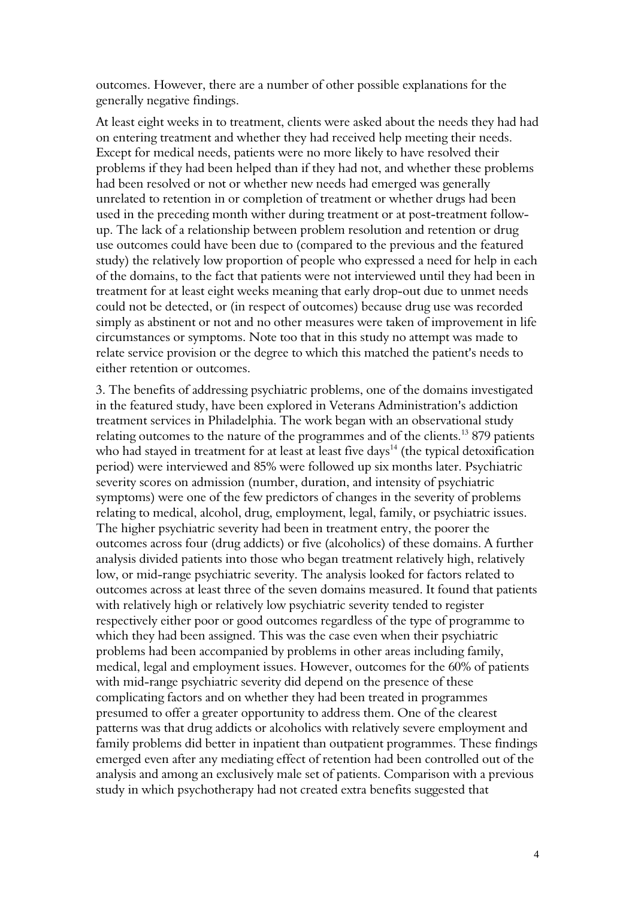outcomes. However, there are a number of other possible explanations for the generally negative findings.

At least eight weeks in to treatment, clients were asked about the needs they had had on entering treatment and whether they had received help meeting their needs. Except for medical needs, patients were no more likely to have resolved their problems if they had been helped than if they had not, and whether these problems had been resolved or not or whether new needs had emerged was generally unrelated to retention in or completion of treatment or whether drugs had been used in the preceding month wither during treatment or at post-treatment follow-up. The lack of a relationship between problem resolution and retention or drug use outcomes could have been due to (compared to the previous and the featured study) the relatively low proportion of people who expressed a need for help in each of the domains, to the fact that patients were not interviewed until they had been in treatment for at least eight weeks meaning that early drop-out due to unmet needs could not be detected, or (in respect of outcomes) because drug use was recorded simply as abstinent or not and no other measures were taken of improvement in life circumstances or symptoms. Note too that in this study no attempt was made to relate service provision or the degree to which this matched the patient's needs to either retention or outcomes.

3. The benefits of addressing psychiatric problems, one of the domains investigated in the featured study, have been explored in Veterans Administration's addiction treatment services in Philadelphia. The work began with an observational study relating outcomes to the nature of the programmes and of the clients.[13] 879 patients who had stayed in treatment for at least at least five days[14] (the typical detoxification period) were interviewed and 85% were followed up six months later. Psychiatric severity scores on admission (number, duration, and intensity of psychiatric symptoms) were one of the few predictors of changes in the severity of problems relating to medical, alcohol, drug, employment, legal, family, or psychiatric issues. The higher psychiatric severity had been in treatment entry, the poorer the outcomes across four (drug addicts) or five (alcoholics) of these domains. A further analysis divided patients into those who began treatment relatively high, relatively low, or mid-range psychiatric severity. The analysis looked for factors related to outcomes across at least three of the seven domains measured. It found that patients with relatively high or relatively low psychiatric severity tended to register respectively either poor or good outcomes regardless of the type of programme to which they had been assigned. This was the case even when their psychiatric problems had been accompanied by problems in other areas including family, medical, legal and employment issues. However, outcomes for the 60% of patients with mid-range psychiatric severity did depend on the presence of these complicating factors and on whether they had been treated in programmes presumed to offer a greater opportunity to address them. One of the clearest patterns was that drug addicts or alcoholics with relatively severe employment and family problems did better in inpatient than outpatient programmes. These findings emerged even after any mediating effect of retention had been controlled out of the analysis and among an exclusively male set of patients. Comparison with a previous study in which psychotherapy had not created extra benefits suggested that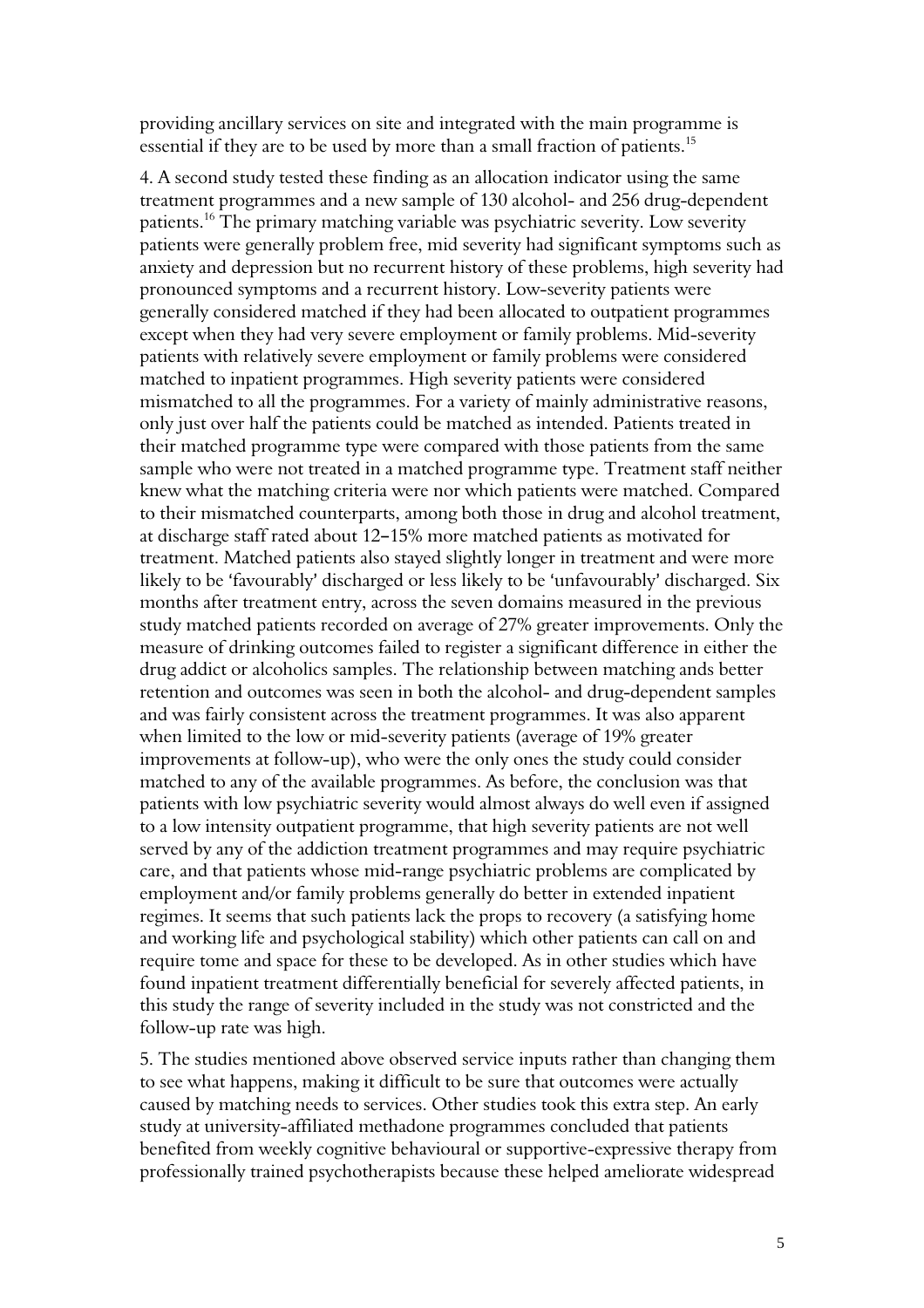providing ancillary services on site and integrated with the main programme is essential if they are to be used by more than a small fraction of patients.[15]

4. A second study tested these finding as an allocation indicator using the same treatment programmes and a new sample of 130 alcohol- and 256 drug-dependent patients.[16] The primary matching variable was psychiatric severity. Low severity patients were generally problem free, mid severity had significant symptoms such as anxiety and depression but no recurrent history of these problems, high severity had pronounced symptoms and a recurrent history. Low-severity patients were generally considered matched if they had been allocated to outpatient programmes except when they had very severe employment or family problems. Mid-severity patients with relatively severe employment or family problems were considered matched to inpatient programmes. High severity patients were considered mismatched to all the programmes. For a variety of mainly administrative reasons, only just over half the patients could be matched as intended. Patients treated in their matched programme type were compared with those patients from the same sample who were not treated in a matched programme type. Treatment staff neither knew what the matching criteria were nor which patients were matched. Compared to their mismatched counterparts, among both those in drug and alcohol treatment, at discharge staff rated about 12–15% more matched patients as motivated for treatment. Matched patients also stayed slightly longer in treatment and were more likely to be 'favourably' discharged or less likely to be 'unfavourably' discharged. Six months after treatment entry, across the seven domains measured in the previous study matched patients recorded on average of 27% greater improvements. Only the measure of drinking outcomes failed to register a significant difference in either the drug addict or alcoholics samples. The relationship between matching ands better retention and outcomes was seen in both the alcohol- and drug-dependent samples and was fairly consistent across the treatment programmes. It was also apparent when limited to the low or mid-severity patients (average of 19% greater improvements at follow-up), who were the only ones the study could consider matched to any of the available programmes. As before, the conclusion was that patients with low psychiatric severity would almost always do well even if assigned to a low intensity outpatient programme, that high severity patients are not well served by any of the addiction treatment programmes and may require psychiatric care, and that patients whose mid-range psychiatric problems are complicated by employment and/or family problems generally do better in extended inpatient regimes. It seems that such patients lack the props to recovery (a satisfying home and working life and psychological stability) which other patients can call on and require tome and space for these to be developed. As in other studies which have found inpatient treatment differentially beneficial for severely affected patients, in this study the range of severity included in the study was not constricted and the follow-up rate was high.

5. The studies mentioned above observed service inputs rather than changing them to see what happens, making it difficult to be sure that outcomes were actually caused by matching needs to services. Other studies took this extra step. An early study at university-affiliated methadone programmes concluded that patients benefited from weekly cognitive behavioural or supportive-expressive therapy from professionally trained psychotherapists because these helped ameliorate widespread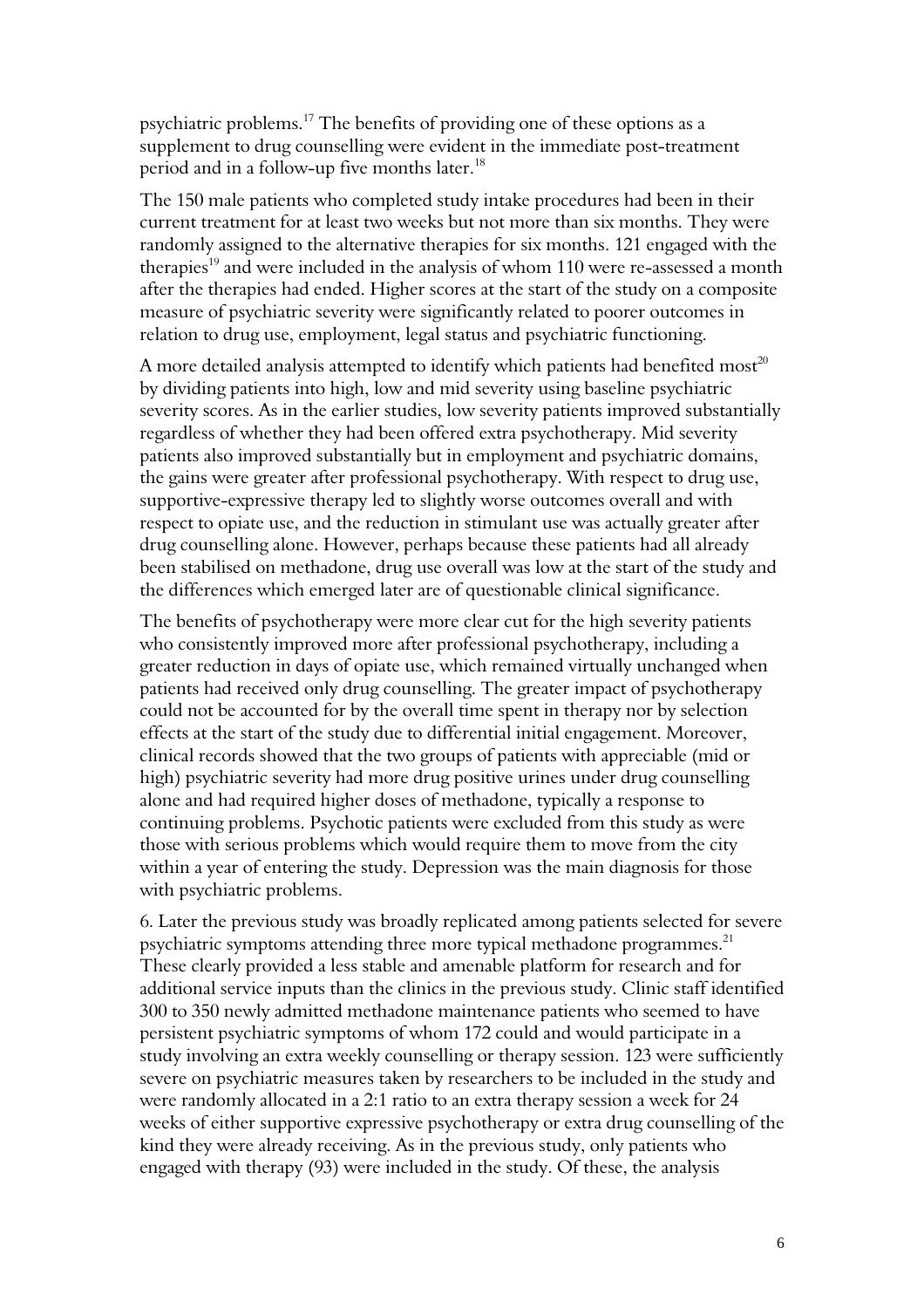psychiatric problems.[17] The benefits of providing one of these options as a supplement to drug counselling were evident in the immediate post-treatment period and in a follow-up five months later.[18]

The 150 male patients who completed study intake procedures had been in their current treatment for at least two weeks but not more than six months. They were randomly assigned to the alternative therapies for six months. 121 engaged with the therapies[19] and were included in the analysis of whom 110 were re-assessed a month after the therapies had ended. Higher scores at the start of the study on a composite measure of psychiatric severity were significantly related to poorer outcomes in relation to drug use, employment, legal status and psychiatric functioning.

A more detailed analysis attempted to identify which patients had benefited most[20] by dividing patients into high, low and mid severity using baseline psychiatric severity scores. As in the earlier studies, low severity patients improved substantially regardless of whether they had been offered extra psychotherapy. Mid severity patients also improved substantially but in employment and psychiatric domains, the gains were greater after professional psychotherapy. With respect to drug use, supportive-expressive therapy led to slightly worse outcomes overall and with respect to opiate use, and the reduction in stimulant use was actually greater after drug counselling alone. However, perhaps because these patients had all already been stabilised on methadone, drug use overall was low at the start of the study and the differences which emerged later are of questionable clinical significance.

The benefits of psychotherapy were more clear cut for the high severity patients who consistently improved more after professional psychotherapy, including a greater reduction in days of opiate use, which remained virtually unchanged when patients had received only drug counselling. The greater impact of psychotherapy could not be accounted for by the overall time spent in therapy nor by selection effects at the start of the study due to differential initial engagement. Moreover, clinical records showed that the two groups of patients with appreciable (mid or high) psychiatric severity had more drug positive urines under drug counselling alone and had required higher doses of methadone, typically a response to continuing problems. Psychotic patients were excluded from this study as were those with serious problems which would require them to move from the city within a year of entering the study. Depression was the main diagnosis for those with psychiatric problems.

6. Later the previous study was broadly replicated among patients selected for severe psychiatric symptoms attending three more typical methadone programmes.[21] These clearly provided a less stable and amenable platform for research and for additional service inputs than the clinics in the previous study. Clinic staff identified 300 to 350 newly admitted methadone maintenance patients who seemed to have persistent psychiatric symptoms of whom 172 could and would participate in a study involving an extra weekly counselling or therapy session. 123 were sufficiently severe on psychiatric measures taken by researchers to be included in the study and were randomly allocated in a 2:1 ratio to an extra therapy session a week for 24 weeks of either supportive expressive psychotherapy or extra drug counselling of the kind they were already receiving. As in the previous study, only patients who engaged with therapy (93) were included in the study. Of these, the analysis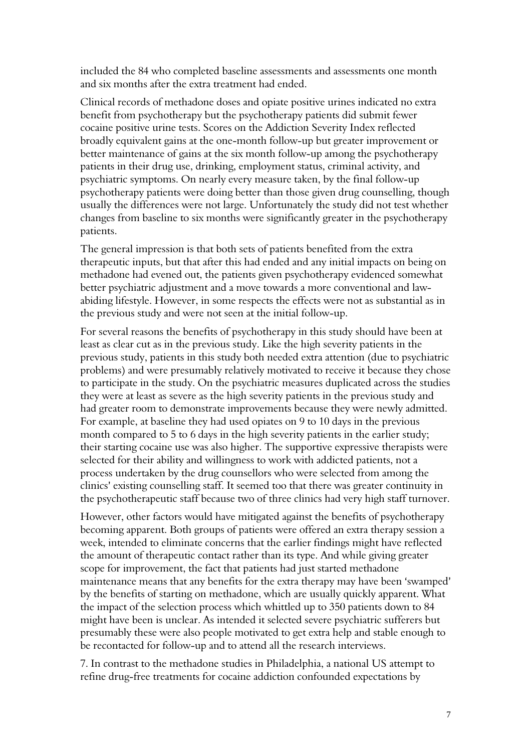included the 84 who completed baseline assessments and assessments one month and six months after the extra treatment had ended.

Clinical records of methadone doses and opiate positive urines indicated no extra benefit from psychotherapy but the psychotherapy patients did submit fewer cocaine positive urine tests. Scores on the Addiction Severity Index reflected broadly equivalent gains at the one-month follow-up but greater improvement or better maintenance of gains at the six month follow-up among the psychotherapy patients in their drug use, drinking, employment status, criminal activity, and psychiatric symptoms. On nearly every measure taken, by the final follow-up psychotherapy patients were doing better than those given drug counselling, though usually the differences were not large. Unfortunately the study did not test whether changes from baseline to six months were significantly greater in the psychotherapy patients.

The general impression is that both sets of patients benefited from the extra therapeutic inputs, but that after this had ended and any initial impacts on being on methadone had evened out, the patients given psychotherapy evidenced somewhat better psychiatric adjustment and a move towards a more conventional and law-abiding lifestyle. However, in some respects the effects were not as substantial as in the previous study and were not seen at the initial follow-up.

For several reasons the benefits of psychotherapy in this study should have been at least as clear cut as in the previous study. Like the high severity patients in the previous study, patients in this study both needed extra attention (due to psychiatric problems) and were presumably relatively motivated to receive it because they chose to participate in the study. On the psychiatric measures duplicated across the studies they were at least as severe as the high severity patients in the previous study and had greater room to demonstrate improvements because they were newly admitted. For example, at baseline they had used opiates on 9 to 10 days in the previous month compared to 5 to 6 days in the high severity patients in the earlier study; their starting cocaine use was also higher. The supportive expressive therapists were selected for their ability and willingness to work with addicted patients, not a process undertaken by the drug counsellors who were selected from among the clinics' existing counselling staff. It seemed too that there was greater continuity in the psychotherapeutic staff because two of three clinics had very high staff turnover.

However, other factors would have mitigated against the benefits of psychotherapy becoming apparent. Both groups of patients were offered an extra therapy session a week, intended to eliminate concerns that the earlier findings might have reflected the amount of therapeutic contact rather than its type. And while giving greater scope for improvement, the fact that patients had just started methadone maintenance means that any benefits for the extra therapy may have been 'swamped' by the benefits of starting on methadone, which are usually quickly apparent. What the impact of the selection process which whittled up to 350 patients down to 84 might have been is unclear. As intended it selected severe psychiatric sufferers but presumably these were also people motivated to get extra help and stable enough to be recontacted for follow-up and to attend all the research interviews.

7. In contrast to the methadone studies in Philadelphia, a national US attempt to refine drug-free treatments for cocaine addiction confounded expectations by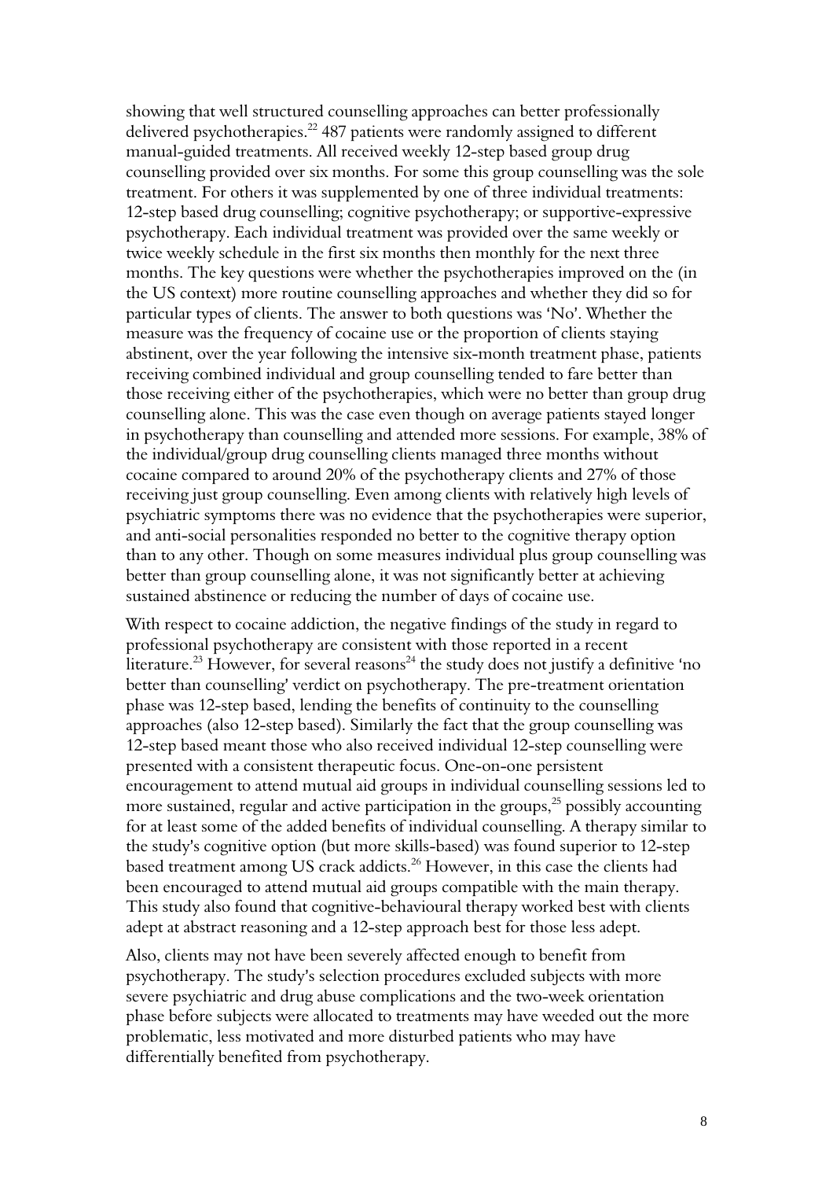showing that well structured counselling approaches can better professionally delivered psychotherapies.[22] 487 patients were randomly assigned to different manual-guided treatments. All received weekly 12-step based group drug counselling provided over six months. For some this group counselling was the sole treatment. For others it was supplemented by one of three individual treatments: 12-step based drug counselling; cognitive psychotherapy; or supportive-expressive psychotherapy. Each individual treatment was provided over the same weekly or twice weekly schedule in the first six months then monthly for the next three months. The key questions were whether the psychotherapies improved on the (in the US context) more routine counselling approaches and whether they did so for particular types of clients. The answer to both questions was 'No'. Whether the measure was the frequency of cocaine use or the proportion of clients staying abstinent, over the year following the intensive six-month treatment phase, patients receiving combined individual and group counselling tended to fare better than those receiving either of the psychotherapies, which were no better than group drug counselling alone. This was the case even though on average patients stayed longer in psychotherapy than counselling and attended more sessions. For example, 38% of the individual/group drug counselling clients managed three months without cocaine compared to around 20% of the psychotherapy clients and 27% of those receiving just group counselling. Even among clients with relatively high levels of psychiatric symptoms there was no evidence that the psychotherapies were superior, and anti-social personalities responded no better to the cognitive therapy option than to any other. Though on some measures individual plus group counselling was better than group counselling alone, it was not significantly better at achieving sustained abstinence or reducing the number of days of cocaine use.

With respect to cocaine addiction, the negative findings of the study in regard to professional psychotherapy are consistent with those reported in a recent literature.[23] However, for several reasons[24] the study does not justify a definitive 'no better than counselling' verdict on psychotherapy. The pre-treatment orientation phase was 12-step based, lending the benefits of continuity to the counselling approaches (also 12-step based). Similarly the fact that the group counselling was 12-step based meant those who also received individual 12-step counselling were presented with a consistent therapeutic focus. One-on-one persistent encouragement to attend mutual aid groups in individual counselling sessions led to more sustained, regular and active participation in the groups,[25] possibly accounting for at least some of the added benefits of individual counselling. A therapy similar to the study's cognitive option (but more skills-based) was found superior to 12-step based treatment among US crack addicts.[26] However, in this case the clients had been encouraged to attend mutual aid groups compatible with the main therapy. This study also found that cognitive-behavioural therapy worked best with clients adept at abstract reasoning and a 12-step approach best for those less adept.

Also, clients may not have been severely affected enough to benefit from psychotherapy. The study's selection procedures excluded subjects with more severe psychiatric and drug abuse complications and the two-week orientation phase before subjects were allocated to treatments may have weeded out the more problematic, less motivated and more disturbed patients who may have differentially benefited from psychotherapy.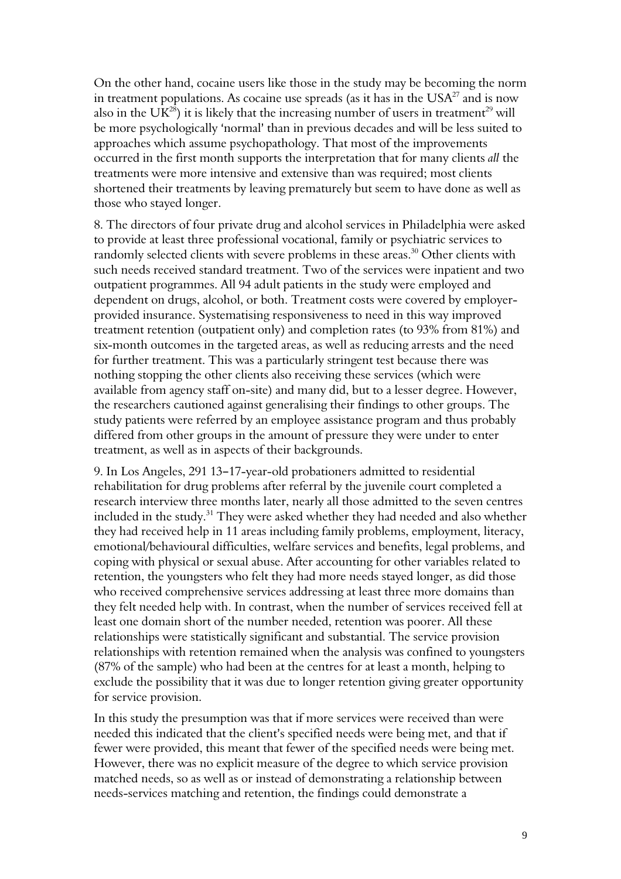On the other hand, cocaine users like those in the study may be becoming the norm in treatment populations. As cocaine use spreads (as it has in the USA[27] and is now also in the UK[28]) it is likely that the increasing number of users in treatment[29] will be more psychologically 'normal' than in previous decades and will be less suited to approaches which assume psychopathology. That most of the improvements occurred in the first month supports the interpretation that for many clients *all* the treatments were more intensive and extensive than was required; most clients shortened their treatments by leaving prematurely but seem to have done as well as those who stayed longer.

8. The directors of four private drug and alcohol services in Philadelphia were asked to provide at least three professional vocational, family or psychiatric services to randomly selected clients with severe problems in these areas.[30] Other clients with such needs received standard treatment. Two of the services were inpatient and two outpatient programmes. All 94 adult patients in the study were employed and dependent on drugs, alcohol, or both. Treatment costs were covered by employer-provided insurance. Systematising responsiveness to need in this way improved treatment retention (outpatient only) and completion rates (to 93% from 81%) and six-month outcomes in the targeted areas, as well as reducing arrests and the need for further treatment. This was a particularly stringent test because there was nothing stopping the other clients also receiving these services (which were available from agency staff on-site) and many did, but to a lesser degree. However, the researchers cautioned against generalising their findings to other groups. The study patients were referred by an employee assistance program and thus probably differed from other groups in the amount of pressure they were under to enter treatment, as well as in aspects of their backgrounds.

9. In Los Angeles, 291 13–17-year-old probationers admitted to residential rehabilitation for drug problems after referral by the juvenile court completed a research interview three months later, nearly all those admitted to the seven centres included in the study.[31] They were asked whether they had needed and also whether they had received help in 11 areas including family problems, employment, literacy, emotional/behavioural difficulties, welfare services and benefits, legal problems, and coping with physical or sexual abuse. After accounting for other variables related to retention, the youngsters who felt they had more needs stayed longer, as did those who received comprehensive services addressing at least three more domains than they felt needed help with. In contrast, when the number of services received fell at least one domain short of the number needed, retention was poorer. All these relationships were statistically significant and substantial. The service provision relationships with retention remained when the analysis was confined to youngsters (87% of the sample) who had been at the centres for at least a month, helping to exclude the possibility that it was due to longer retention giving greater opportunity for service provision.

In this study the presumption was that if more services were received than were needed this indicated that the client's specified needs were being met, and that if fewer were provided, this meant that fewer of the specified needs were being met. However, there was no explicit measure of the degree to which service provision matched needs, so as well as or instead of demonstrating a relationship between needs-services matching and retention, the findings could demonstrate a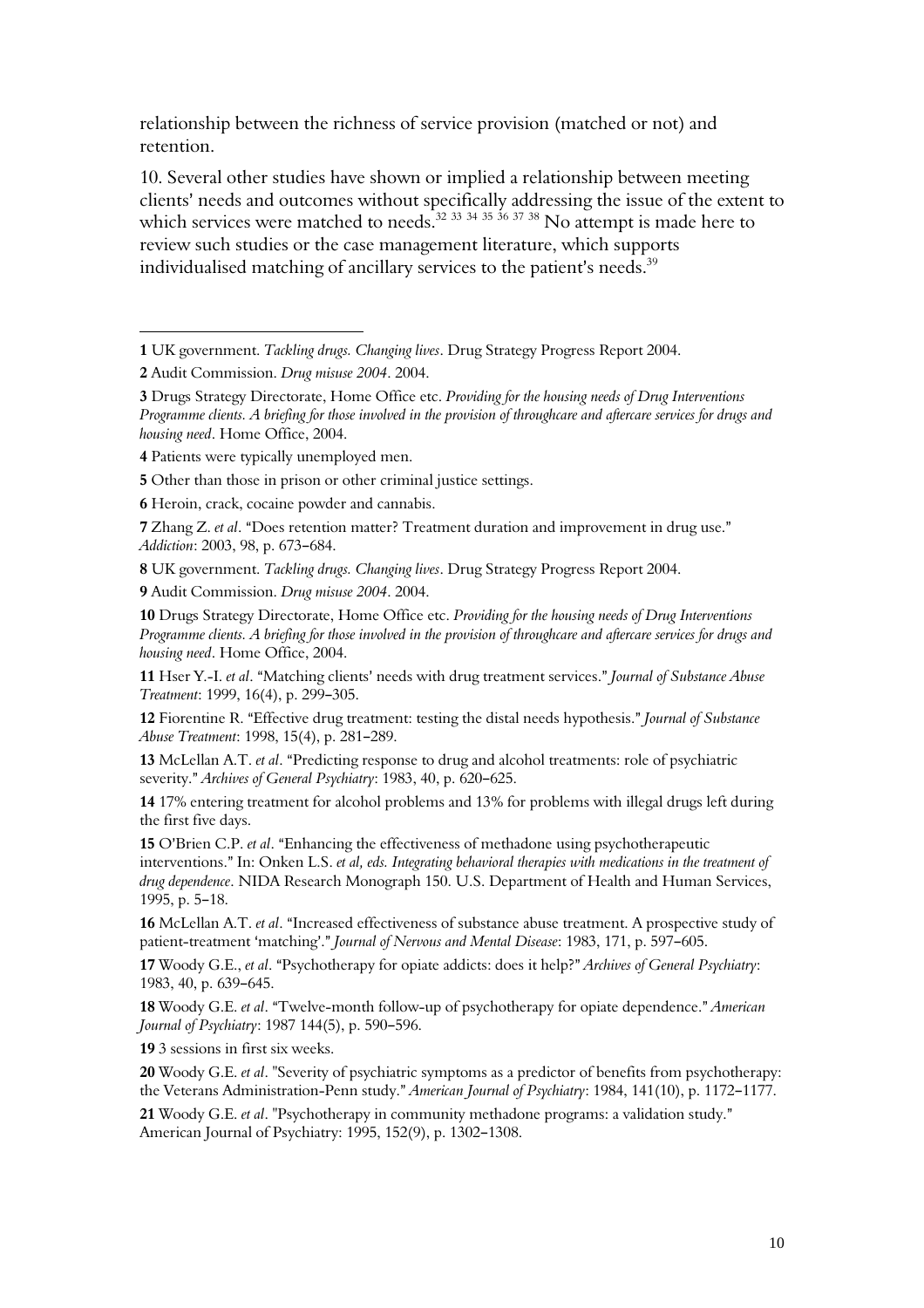relationship between the richness of service provision (matched or not) and retention.

10. Several other studies have shown or implied a relationship between meeting clients' needs and outcomes without specifically addressing the issue of the extent to which services were matched to needs.[32 33 34 35 36 37 38] No attempt is made here to review such studies or the case management literature, which supports individualised matching of ancillary services to the patient's needs.[39]

---

**1** UK government. *Tackling drugs. Changing lives*. Drug Strategy Progress Report 2004.

**2** Audit Commission. *Drug misuse 2004*. 2004.

**3** Drugs Strategy Directorate, Home Office etc. *Providing for the housing needs of Drug Interventions Programme clients. A briefing for those involved in the provision of throughcare and aftercare services for drugs and housing need*. Home Office, 2004.

**4** Patients were typically unemployed men.

**5** Other than those in prison or other criminal justice settings.

**6** Heroin, crack, cocaine powder and cannabis.

**7** Zhang Z. *et al*. "Does retention matter? Treatment duration and improvement in drug use." *Addiction*: 2003, 98, p. 673–684.

**8** UK government. *Tackling drugs. Changing lives*. Drug Strategy Progress Report 2004.

**9** Audit Commission. *Drug misuse 2004*. 2004.

**10** Drugs Strategy Directorate, Home Office etc. *Providing for the housing needs of Drug Interventions Programme clients. A briefing for those involved in the provision of throughcare and aftercare services for drugs and housing need*. Home Office, 2004.

**11** Hser Y.-I. *et al*. "Matching clients' needs with drug treatment services." *Journal of Substance Abuse Treatment*: 1999, 16(4), p. 299–305.

**12** Fiorentine R. "Effective drug treatment: testing the distal needs hypothesis." *Journal of Substance Abuse Treatment*: 1998, 15(4), p. 281–289.

**13** McLellan A.T. *et al*. "Predicting response to drug and alcohol treatments: role of psychiatric severity." *Archives of General Psychiatry*: 1983, 40, p. 620–625.

**14** 17% entering treatment for alcohol problems and 13% for problems with illegal drugs left during the first five days.

**15** O'Brien C.P. *et al*. "Enhancing the effectiveness of methadone using psychotherapeutic interventions." In: Onken L.S. *et al, eds. Integrating behavioral therapies with medications in the treatment of drug dependence*. NIDA Research Monograph 150. U.S. Department of Health and Human Services, 1995, p. 5–18.

**16** McLellan A.T. *et al*. "Increased effectiveness of substance abuse treatment. A prospective study of patient-treatment 'matching'." *Journal of Nervous and Mental Disease*: 1983, 171, p. 597–605.

**17** Woody G.E., *et al*. "Psychotherapy for opiate addicts: does it help?" *Archives of General Psychiatry*: 1983, 40, p. 639–645.

**18** Woody G.E. *et al*. "Twelve-month follow-up of psychotherapy for opiate dependence." *American Journal of Psychiatry*: 1987 144(5), p. 590–596.

**19** 3 sessions in first six weeks.

**20** Woody G.E. *et al*. "Severity of psychiatric symptoms as a predictor of benefits from psychotherapy: the Veterans Administration-Penn study." *American Journal of Psychiatry*: 1984, 141(10), p. 1172–1177.

**21** Woody G.E. *et al*. "Psychotherapy in community methadone programs: a validation study." American Journal of Psychiatry: 1995, 152(9), p. 1302–1308.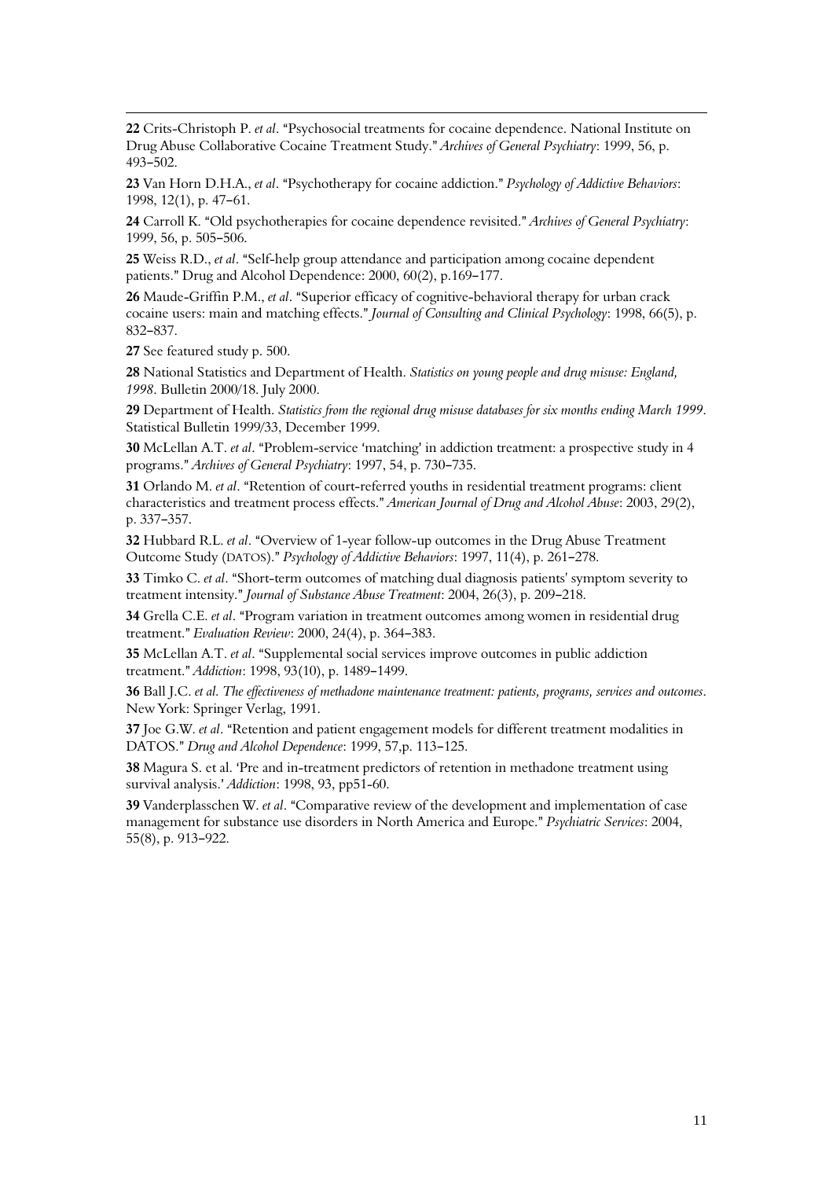**22** Crits-Christoph P. *et al*. "Psychosocial treatments for cocaine dependence. National Institute on Drug Abuse Collaborative Cocaine Treatment Study." *Archives of General Psychiatry*: 1999, 56, p. 493–502.

**23** Van Horn D.H.A., *et al*. "Psychotherapy for cocaine addiction." *Psychology of Addictive Behaviors*: 1998, 12(1), p. 47–61.

**24** Carroll K. "Old psychotherapies for cocaine dependence revisited." *Archives of General Psychiatry*: 1999, 56, p. 505–506.

**25** Weiss R.D., *et al*. "Self-help group attendance and participation among cocaine dependent patients." Drug and Alcohol Dependence: 2000, 60(2), p.169–177.

**26** Maude-Griffin P.M., *et al*. "Superior efficacy of cognitive-behavioral therapy for urban crack cocaine users: main and matching effects." *Journal of Consulting and Clinical Psychology*: 1998, 66(5), p. 832–837.

**27** See featured study p. 500.

**28** National Statistics and Department of Health. *Statistics on young people and drug misuse: England, 1998*. Bulletin 2000/18. July 2000.

**29** Department of Health. *Statistics from the regional drug misuse databases for six months ending March 1999*. Statistical Bulletin 1999/33, December 1999.

**30** McLellan A.T. *et al*. "Problem-service 'matching' in addiction treatment: a prospective study in 4 programs." *Archives of General Psychiatry*: 1997, 54, p. 730–735.

**31** Orlando M. *et al*. "Retention of court-referred youths in residential treatment programs: client characteristics and treatment process effects." *American Journal of Drug and Alcohol Abuse*: 2003, 29(2), p. 337–357.

**32** Hubbard R.L. *et al*. "Overview of 1-year follow-up outcomes in the Drug Abuse Treatment Outcome Study (DATOS)." *Psychology of Addictive Behaviors*: 1997, 11(4), p. 261–278.

**33** Timko C. *et al*. "Short-term outcomes of matching dual diagnosis patients' symptom severity to treatment intensity." *Journal of Substance Abuse Treatment*: 2004, 26(3), p. 209–218.

**34** Grella C.E. *et al*. "Program variation in treatment outcomes among women in residential drug treatment." *Evaluation Review*: 2000, 24(4), p. 364–383.

**35** McLellan A.T. *et al*. "Supplemental social services improve outcomes in public addiction treatment." *Addiction*: 1998, 93(10), p. 1489–1499.

**36** Ball J.C. *et al. The effectiveness of methadone maintenance treatment: patients, programs, services and outcomes*. New York: Springer Verlag, 1991.

**37** Joe G.W. *et al*. "Retention and patient engagement models for different treatment modalities in DATOS." *Drug and Alcohol Dependence*: 1999, 57,p. 113–125.

**38** Magura S. et al. 'Pre and in-treatment predictors of retention in methadone treatment using survival analysis.' *Addiction*: 1998, 93, pp51-60.

**39** Vanderplasschen W. *et al*. "Comparative review of the development and implementation of case management for substance use disorders in North America and Europe." *Psychiatric Services*: 2004, 55(8), p. 913–922.